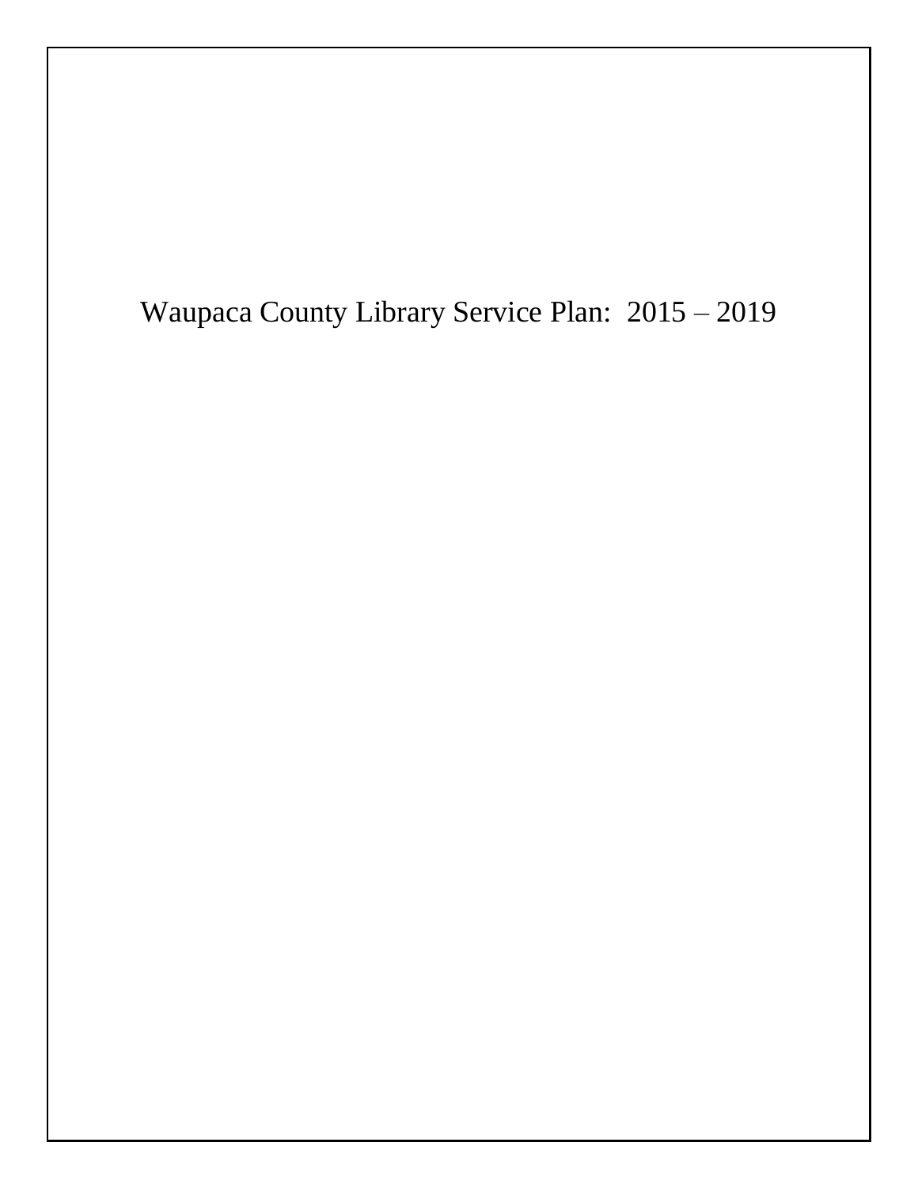# Waupaca County Library Service Plan: 2015 – 2019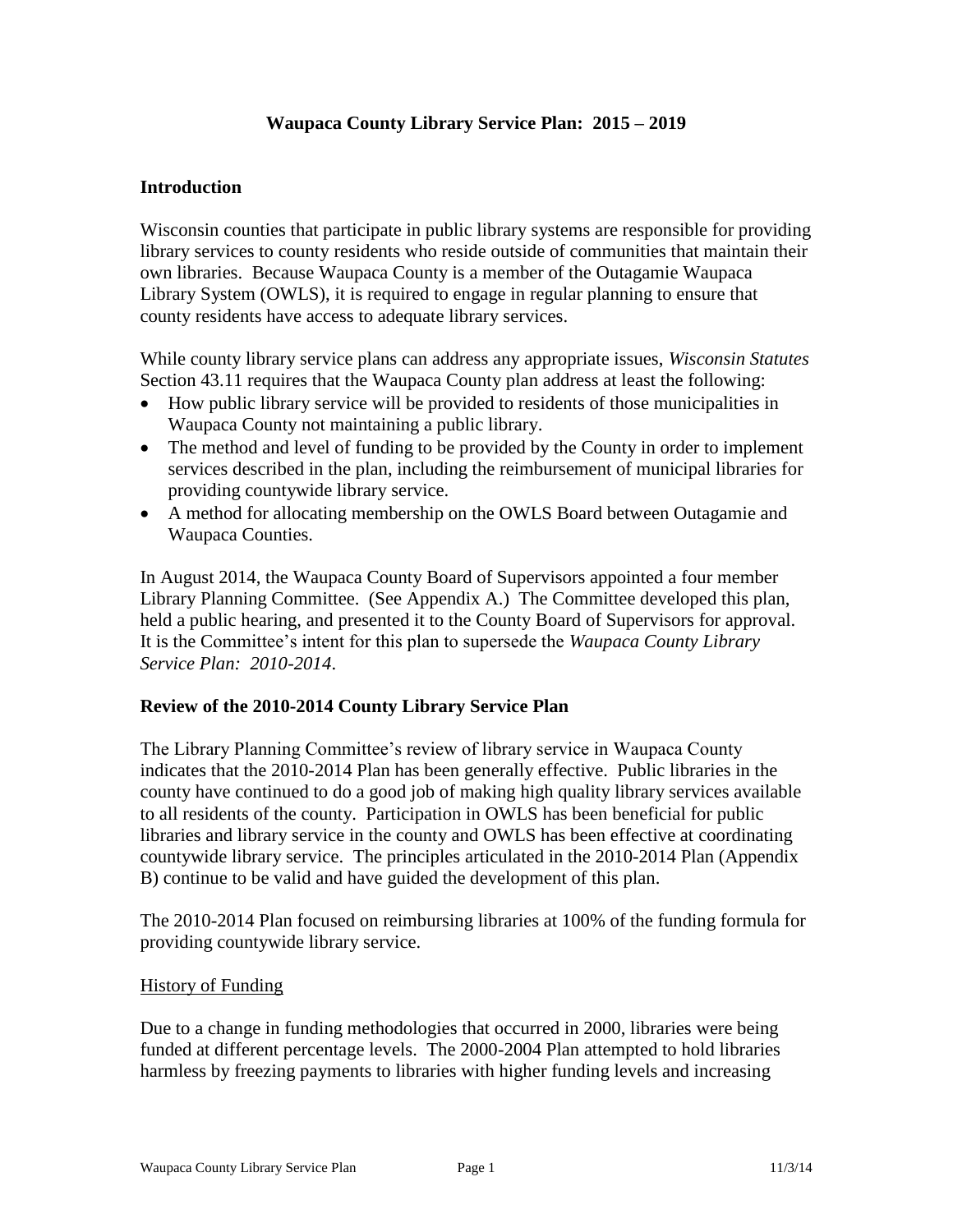# Waupaca County Library Service Plan: 2015 – 2019

## Introduction

Wisconsin counties that participate in public library systems are responsible for providing library services to county residents who reside outside of communities that maintain their own libraries. Because Waupaca County is a member of the Outagamie Waupaca Library System (OWLS), it is required to engage in regular planning to ensure that county residents have access to adequate library services.

While county library service plans can address any appropriate issues, *Wisconsin Statutes* Section 43.11 requires that the Waupaca County plan address at least the following:

- How public library service will be provided to residents of those municipalities in Waupaca County not maintaining a public library.
- The method and level of funding to be provided by the County in order to implement services described in the plan, including the reimbursement of municipal libraries for providing countywide library service.
- A method for allocating membership on the OWLS Board between Outagamie and Waupaca Counties.

In August 2014, the Waupaca County Board of Supervisors appointed a four member Library Planning Committee. (See Appendix A.) The Committee developed this plan, held a public hearing, and presented it to the County Board of Supervisors for approval. It is the Committee's intent for this plan to supersede the *Waupaca County Library Service Plan: 2010-2014*.

## Review of the 2010-2014 County Library Service Plan

The Library Planning Committee's review of library service in Waupaca County indicates that the 2010-2014 Plan has been generally effective. Public libraries in the county have continued to do a good job of making high quality library services available to all residents of the county. Participation in OWLS has been beneficial for public libraries and library service in the county and OWLS has been effective at coordinating countywide library service. The principles articulated in the 2010-2014 Plan (Appendix B) continue to be valid and have guided the development of this plan.

The 2010-2014 Plan focused on reimbursing libraries at 100% of the funding formula for providing countywide library service.

<u>History of Funding</u>

Due to a change in funding methodologies that occurred in 2000, libraries were being funded at different percentage levels. The 2000-2004 Plan attempted to hold libraries harmless by freezing payments to libraries with higher funding levels and increasing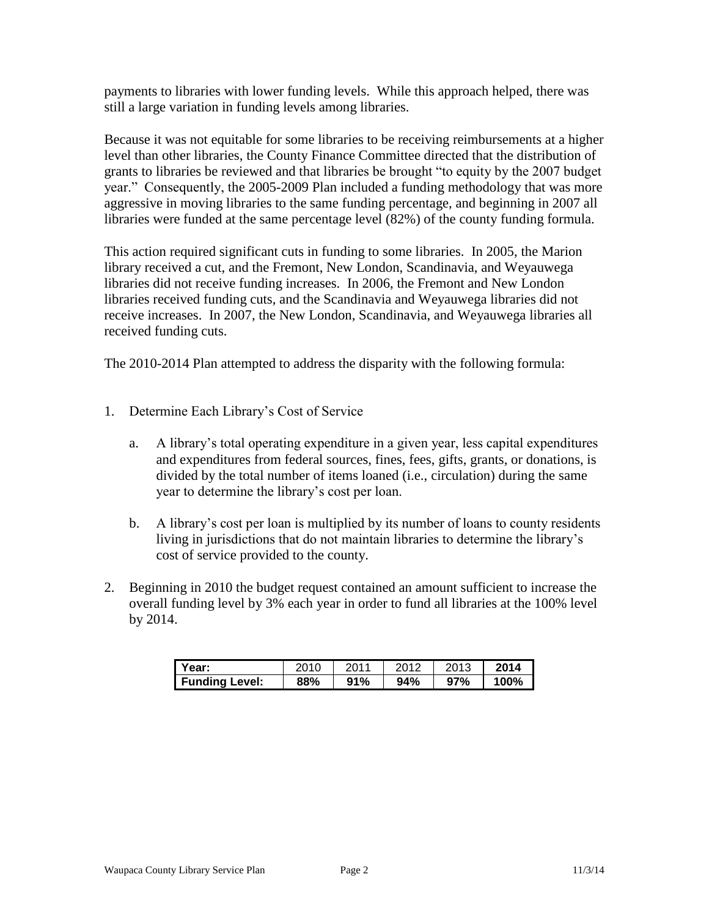payments to libraries with lower funding levels. While this approach helped, there was still a large variation in funding levels among libraries.

Because it was not equitable for some libraries to be receiving reimbursements at a higher level than other libraries, the County Finance Committee directed that the distribution of grants to libraries be reviewed and that libraries be brought "to equity by the 2007 budget year." Consequently, the 2005-2009 Plan included a funding methodology that was more aggressive in moving libraries to the same funding percentage, and beginning in 2007 all libraries were funded at the same percentage level (82%) of the county funding formula.

This action required significant cuts in funding to some libraries. In 2005, the Marion library received a cut, and the Fremont, New London, Scandinavia, and Weyauwega libraries did not receive funding increases. In 2006, the Fremont and New London libraries received funding cuts, and the Scandinavia and Weyauwega libraries did not receive increases. In 2007, the New London, Scandinavia, and Weyauwega libraries all received funding cuts.

The 2010-2014 Plan attempted to address the disparity with the following formula:

1. Determine Each Library's Cost of Service

   a. A library's total operating expenditure in a given year, less capital expenditures and expenditures from federal sources, fines, fees, gifts, grants, or donations, is divided by the total number of items loaned (i.e., circulation) during the same year to determine the library's cost per loan.

   b. A library's cost per loan is multiplied by its number of loans to county residents living in jurisdictions that do not maintain libraries to determine the library's cost of service provided to the county.

2. Beginning in 2010 the budget request contained an amount sufficient to increase the overall funding level by 3% each year in order to fund all libraries at the 100% level by 2014.

| **Year:** | 2010 | 2011 | 2012 | 2013 | **2014** |
|---|---|---|---|---|---|
| **Funding Level:** | **88%** | **91%** | **94%** | **97%** | **100%** |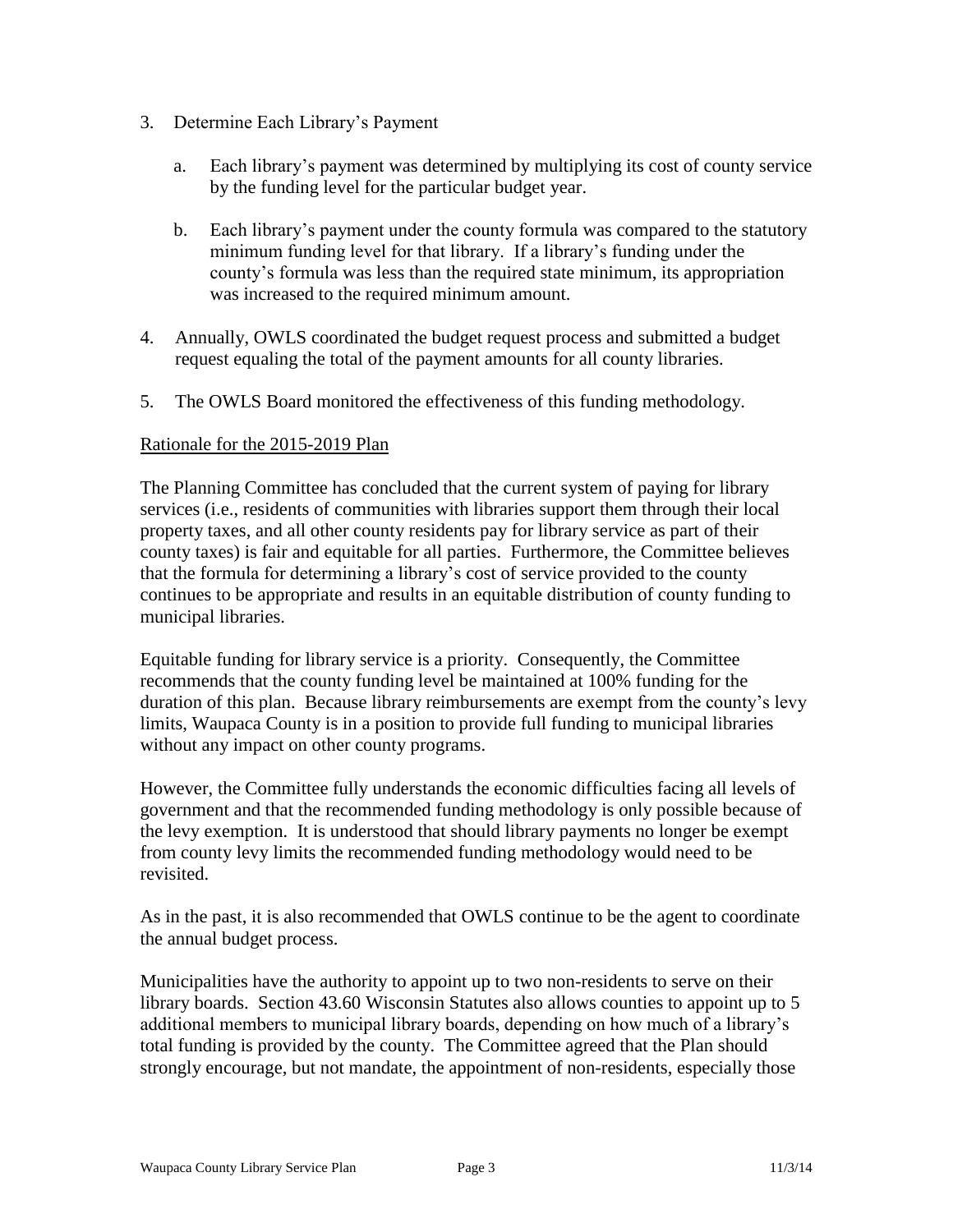3. Determine Each Library's Payment

   a. Each library's payment was determined by multiplying its cost of county service by the funding level for the particular budget year.

   b. Each library's payment under the county formula was compared to the statutory minimum funding level for that library. If a library's funding under the county's formula was less than the required state minimum, its appropriation was increased to the required minimum amount.

4. Annually, OWLS coordinated the budget request process and submitted a budget request equaling the total of the payment amounts for all county libraries.

5. The OWLS Board monitored the effectiveness of this funding methodology.

<u>Rationale for the 2015-2019 Plan</u>

The Planning Committee has concluded that the current system of paying for library services (i.e., residents of communities with libraries support them through their local property taxes, and all other county residents pay for library service as part of their county taxes) is fair and equitable for all parties. Furthermore, the Committee believes that the formula for determining a library's cost of service provided to the county continues to be appropriate and results in an equitable distribution of county funding to municipal libraries.

Equitable funding for library service is a priority. Consequently, the Committee recommends that the county funding level be maintained at 100% funding for the duration of this plan. Because library reimbursements are exempt from the county's levy limits, Waupaca County is in a position to provide full funding to municipal libraries without any impact on other county programs.

However, the Committee fully understands the economic difficulties facing all levels of government and that the recommended funding methodology is only possible because of the levy exemption. It is understood that should library payments no longer be exempt from county levy limits the recommended funding methodology would need to be revisited.

As in the past, it is also recommended that OWLS continue to be the agent to coordinate the annual budget process.

Municipalities have the authority to appoint up to two non-residents to serve on their library boards. Section 43.60 Wisconsin Statutes also allows counties to appoint up to 5 additional members to municipal library boards, depending on how much of a library's total funding is provided by the county. The Committee agreed that the Plan should strongly encourage, but not mandate, the appointment of non-residents, especially those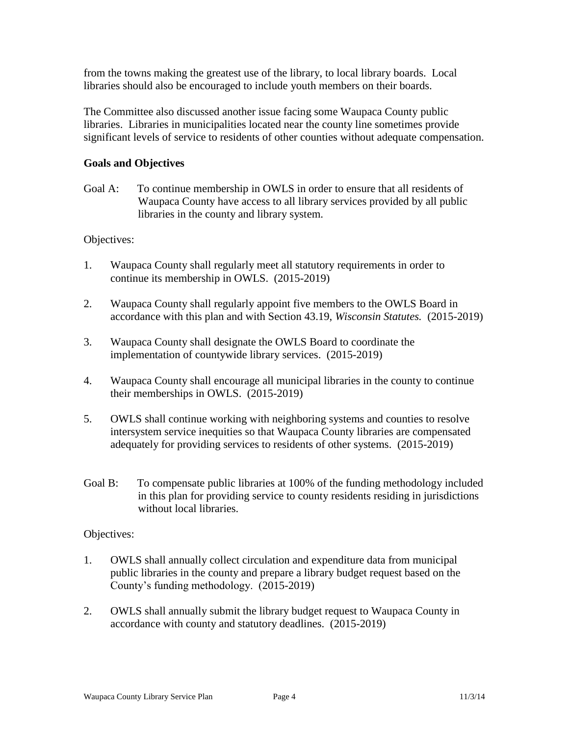from the towns making the greatest use of the library, to local library boards. Local libraries should also be encouraged to include youth members on their boards.

The Committee also discussed another issue facing some Waupaca County public libraries. Libraries in municipalities located near the county line sometimes provide significant levels of service to residents of other counties without adequate compensation.

**Goals and Objectives**

Goal A: To continue membership in OWLS in order to ensure that all residents of Waupaca County have access to all library services provided by all public libraries in the county and library system.

Objectives:

1. Waupaca County shall regularly meet all statutory requirements in order to continue its membership in OWLS. (2015-2019)

2. Waupaca County shall regularly appoint five members to the OWLS Board in accordance with this plan and with Section 43.19, *Wisconsin Statutes.* (2015-2019)

3. Waupaca County shall designate the OWLS Board to coordinate the implementation of countywide library services. (2015-2019)

4. Waupaca County shall encourage all municipal libraries in the county to continue their memberships in OWLS. (2015-2019)

5. OWLS shall continue working with neighboring systems and counties to resolve intersystem service inequities so that Waupaca County libraries are compensated adequately for providing services to residents of other systems. (2015-2019)

Goal B: To compensate public libraries at 100% of the funding methodology included in this plan for providing service to county residents residing in jurisdictions without local libraries.

Objectives:

1. OWLS shall annually collect circulation and expenditure data from municipal public libraries in the county and prepare a library budget request based on the County's funding methodology. (2015-2019)

2. OWLS shall annually submit the library budget request to Waupaca County in accordance with county and statutory deadlines. (2015-2019)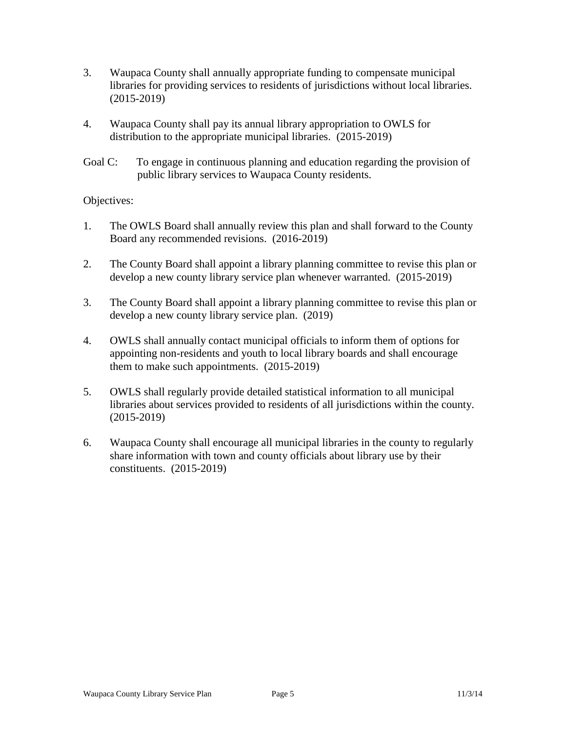3. Waupaca County shall annually appropriate funding to compensate municipal libraries for providing services to residents of jurisdictions without local libraries. (2015-2019)

4. Waupaca County shall pay its annual library appropriation to OWLS for distribution to the appropriate municipal libraries. (2015-2019)

Goal C: To engage in continuous planning and education regarding the provision of public library services to Waupaca County residents.

Objectives:

1. The OWLS Board shall annually review this plan and shall forward to the County Board any recommended revisions. (2016-2019)

2. The County Board shall appoint a library planning committee to revise this plan or develop a new county library service plan whenever warranted. (2015-2019)

3. The County Board shall appoint a library planning committee to revise this plan or develop a new county library service plan. (2019)

4. OWLS shall annually contact municipal officials to inform them of options for appointing non-residents and youth to local library boards and shall encourage them to make such appointments. (2015-2019)

5. OWLS shall regularly provide detailed statistical information to all municipal libraries about services provided to residents of all jurisdictions within the county. (2015-2019)

6. Waupaca County shall encourage all municipal libraries in the county to regularly share information with town and county officials about library use by their constituents. (2015-2019)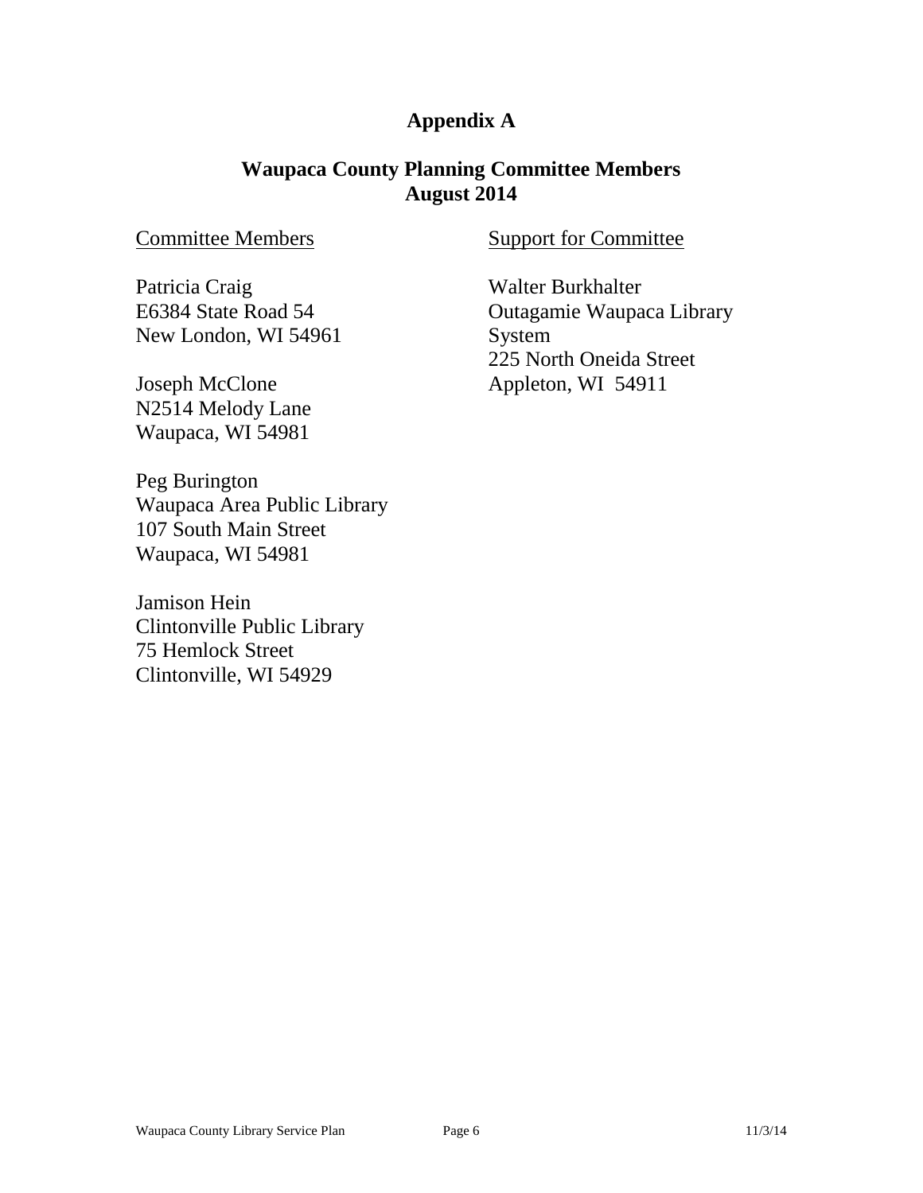# Appendix A

## Waupaca County Planning Committee Members
## August 2014

Committee Members

Patricia Craig
E6384 State Road 54
New London, WI 54961

Joseph McClone
N2514 Melody Lane
Waupaca, WI 54981

Peg Burington
Waupaca Area Public Library
107 South Main Street
Waupaca, WI 54981

Jamison Hein
Clintonville Public Library
75 Hemlock Street
Clintonville, WI 54929

Support for Committee

Walter Burkhalter
Outagamie Waupaca Library System
225 North Oneida Street
Appleton, WI 54911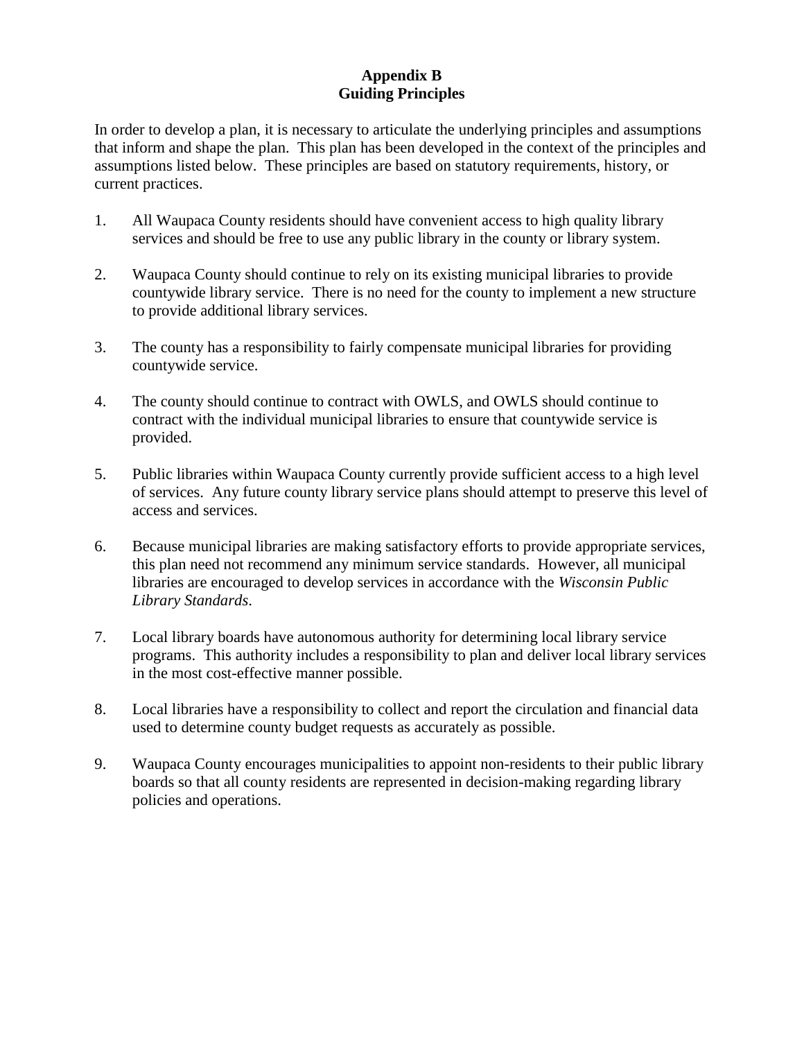# Appendix B
# Guiding Principles

In order to develop a plan, it is necessary to articulate the underlying principles and assumptions that inform and shape the plan. This plan has been developed in the context of the principles and assumptions listed below. These principles are based on statutory requirements, history, or current practices.

1. All Waupaca County residents should have convenient access to high quality library services and should be free to use any public library in the county or library system.

2. Waupaca County should continue to rely on its existing municipal libraries to provide countywide library service. There is no need for the county to implement a new structure to provide additional library services.

3. The county has a responsibility to fairly compensate municipal libraries for providing countywide service.

4. The county should continue to contract with OWLS, and OWLS should continue to contract with the individual municipal libraries to ensure that countywide service is provided.

5. Public libraries within Waupaca County currently provide sufficient access to a high level of services. Any future county library service plans should attempt to preserve this level of access and services.

6. Because municipal libraries are making satisfactory efforts to provide appropriate services, this plan need not recommend any minimum service standards. However, all municipal libraries are encouraged to develop services in accordance with the *Wisconsin Public Library Standards*.

7. Local library boards have autonomous authority for determining local library service programs. This authority includes a responsibility to plan and deliver local library services in the most cost-effective manner possible.

8. Local libraries have a responsibility to collect and report the circulation and financial data used to determine county budget requests as accurately as possible.

9. Waupaca County encourages municipalities to appoint non-residents to their public library boards so that all county residents are represented in decision-making regarding library policies and operations.